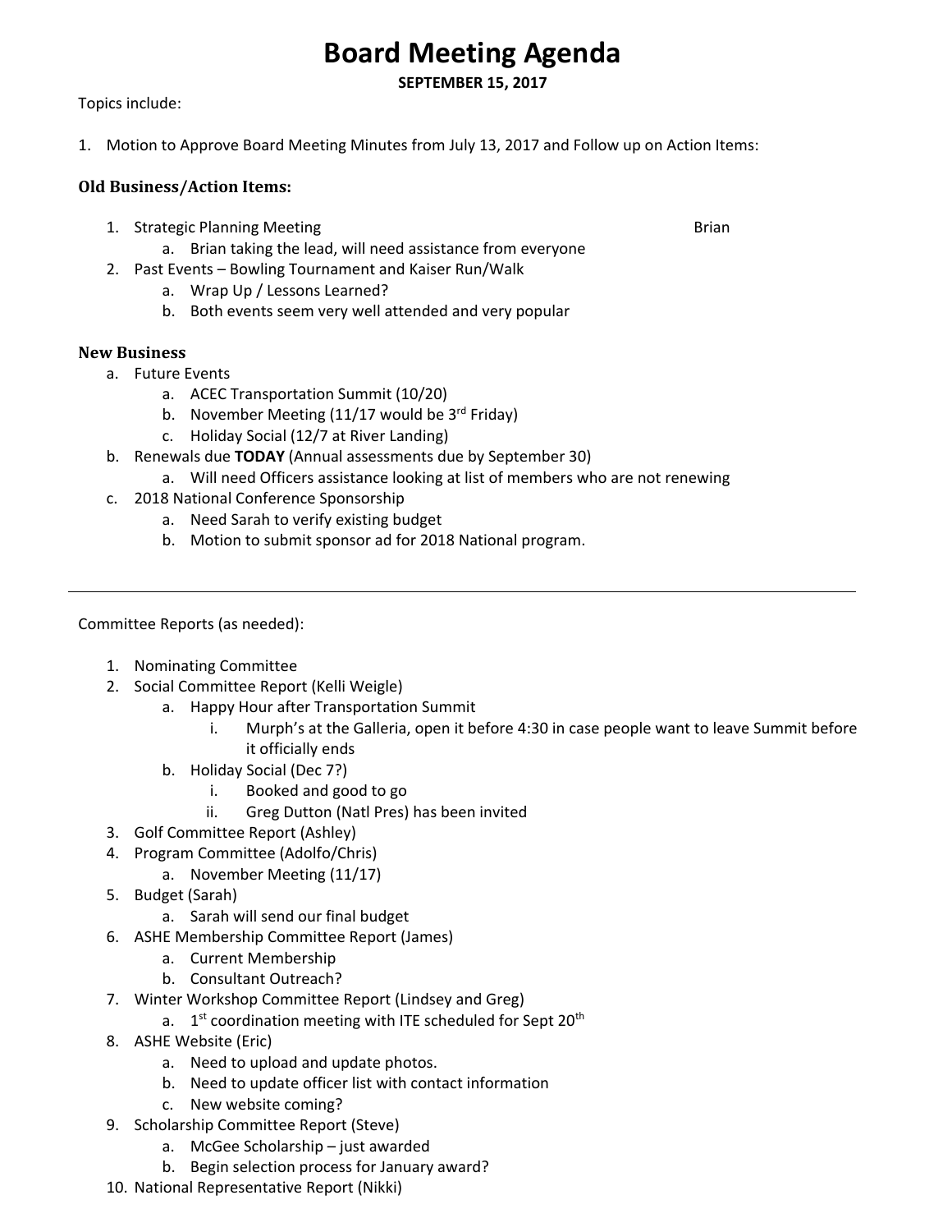# Board Meeting Agenda

**SEPTEMBER 15, 2017**

Topics include:

1. Motion to Approve Board Meeting Minutes from July 13, 2017 and Follow up on Action Items:

### Old Business/Action Items:

1. Strategic Planning Meeting — Brian
    a. Brian taking the lead, will need assistance from everyone
2. Past Events – Bowling Tournament and Kaiser Run/Walk
    a. Wrap Up / Lessons Learned?
    b. Both events seem very well attended and very popular

### New Business

a. Future Events
    a. ACEC Transportation Summit (10/20)
    b. November Meeting (11/17 would be 3rd Friday)
    c. Holiday Social (12/7 at River Landing)
b. Renewals due **TODAY** (Annual assessments due by September 30)
    a. Will need Officers assistance looking at list of members who are not renewing
c. 2018 National Conference Sponsorship
    a. Need Sarah to verify existing budget
    b. Motion to submit sponsor ad for 2018 National program.

---

Committee Reports (as needed):

1. Nominating Committee
2. Social Committee Report (Kelli Weigle)
    a. Happy Hour after Transportation Summit
        i. Murph's at the Galleria, open it before 4:30 in case people want to leave Summit before it officially ends
    b. Holiday Social (Dec 7?)
        i. Booked and good to go
        ii. Greg Dutton (Natl Pres) has been invited
3. Golf Committee Report (Ashley)
4. Program Committee (Adolfo/Chris)
    a. November Meeting (11/17)
5. Budget (Sarah)
    a. Sarah will send our final budget
6. ASHE Membership Committee Report (James)
    a. Current Membership
    b. Consultant Outreach?
7. Winter Workshop Committee Report (Lindsey and Greg)
    a. 1st coordination meeting with ITE scheduled for Sept 20th
8. ASHE Website (Eric)
    a. Need to upload and update photos.
    b. Need to update officer list with contact information
    c. New website coming?
9. Scholarship Committee Report (Steve)
    a. McGee Scholarship – just awarded
    b. Begin selection process for January award?
10. National Representative Report (Nikki)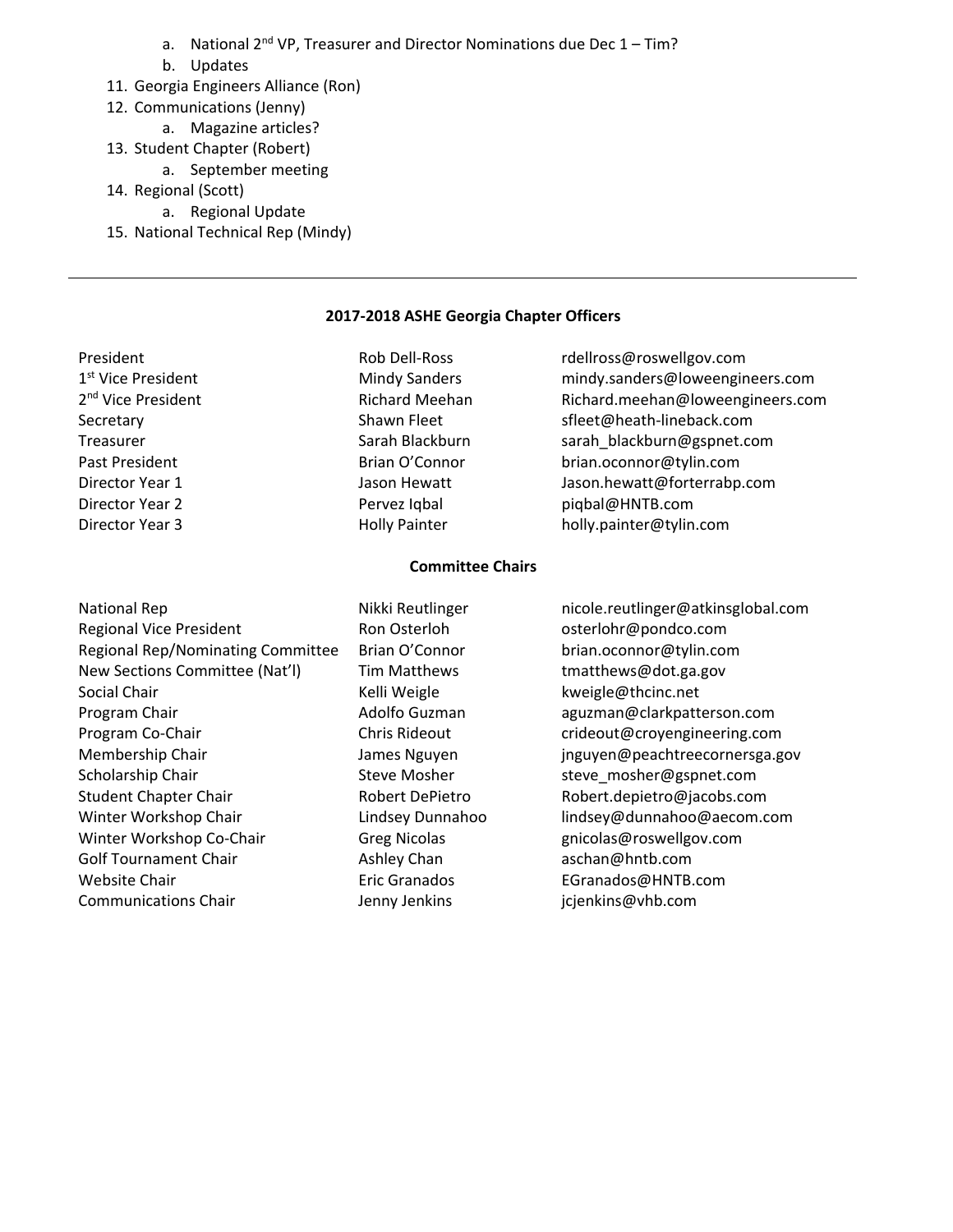a. National 2nd VP, Treasurer and Director Nominations due Dec 1 – Tim?
   b. Updates
11. Georgia Engineers Alliance (Ron)
12. Communications (Jenny)
    a. Magazine articles?
13. Student Chapter (Robert)
    a. September meeting
14. Regional (Scott)
    a. Regional Update
15. National Technical Rep (Mindy)

---

**2017-2018 ASHE Georgia Chapter Officers**

| | | |
|---|---|---|
| President | Rob Dell-Ross | rdellross@roswellgov.com |
| 1st Vice President | Mindy Sanders | mindy.sanders@loweengineers.com |
| 2nd Vice President | Richard Meehan | Richard.meehan@loweengineers.com |
| Secretary | Shawn Fleet | sfleet@heath-lineback.com |
| Treasurer | Sarah Blackburn | sarah_blackburn@gspnet.com |
| Past President | Brian O'Connor | brian.oconnor@tylin.com |
| Director Year 1 | Jason Hewatt | Jason.hewatt@forterrabp.com |
| Director Year 2 | Pervez Iqbal | piqbal@HNTB.com |
| Director Year 3 | Holly Painter | holly.painter@tylin.com |

**Committee Chairs**

| | | |
|---|---|---|
| National Rep | Nikki Reutlinger | nicole.reutlinger@atkinsglobal.com |
| Regional Vice President | Ron Osterloh | osterlohr@pondco.com |
| Regional Rep/Nominating Committee | Brian O'Connor | brian.oconnor@tylin.com |
| New Sections Committee (Nat'l) | Tim Matthews | tmatthews@dot.ga.gov |
| Social Chair | Kelli Weigle | kweigle@thcinc.net |
| Program Chair | Adolfo Guzman | aguzman@clarkpatterson.com |
| Program Co-Chair | Chris Rideout | crideout@croyengineering.com |
| Membership Chair | James Nguyen | jnguyen@peachtreecornersga.gov |
| Scholarship Chair | Steve Mosher | steve_mosher@gspnet.com |
| Student Chapter Chair | Robert DePietro | Robert.depietro@jacobs.com |
| Winter Workshop Chair | Lindsey Dunnahoo | lindsey@dunnahoo@aecom.com |
| Winter Workshop Co-Chair | Greg Nicolas | gnicolas@roswellgov.com |
| Golf Tournament Chair | Ashley Chan | aschan@hntb.com |
| Website Chair | Eric Granados | EGranados@HNTB.com |
| Communications Chair | Jenny Jenkins | jcjenkins@vhb.com |